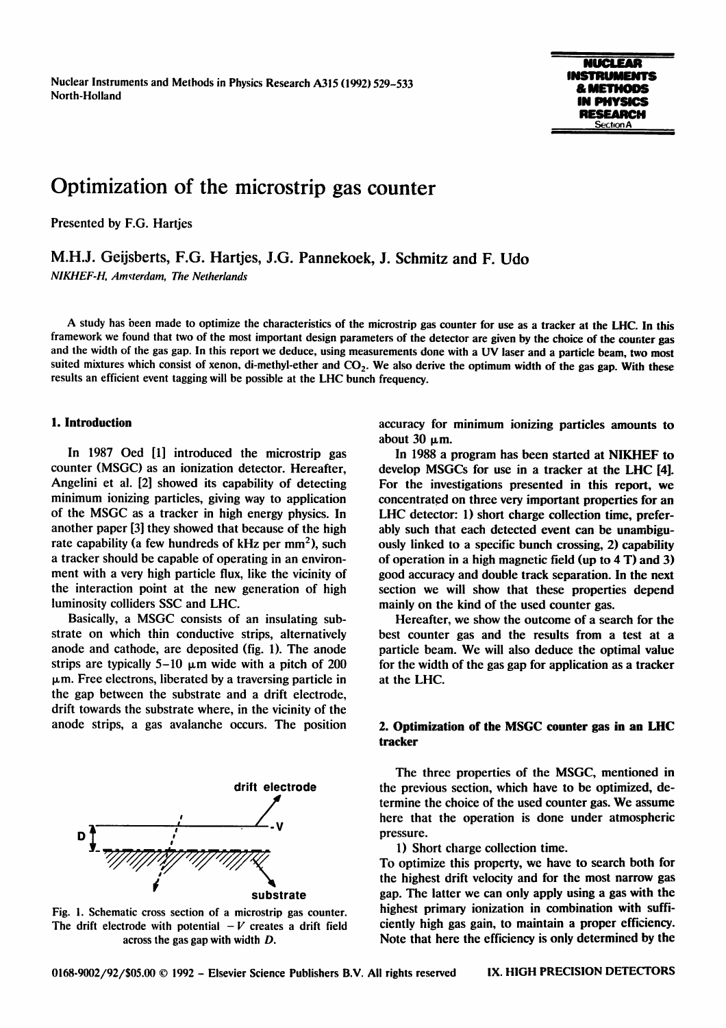# Optimization of the microstrip gas counter

Presented by F.G. Hartjes

M.H.J. Geijsberts, F.G. Hartjes, J.G. Pannekoek, J. Schmitz and F. Udo

*NIKHEF-H, Amsterdam, The Netherlands*

A study has been made to optimize the characteristics of the microstrip gas counter for use as a tracker at the LHC. In this framework we found that two of the most important design parameters of the detector are given by the choice of the counter gas and the width of the gas gap. In this report we deduce, using measurements done with a UV laser and a particle beam, two most suited mixtures which consist of xenon, di-methyl-ether and $CO_2$. We also derive the optimum width of the gas gap. With these results an efficient event tagging will be possible at the LHC bunch frequency.

## 1. Introduction

In 1987 Oed [1] introduced the microstrip gas counter (MSGC) as an ionization detector. Hereafter, Angelini et al. [2] showed its capability of detecting minimum ionizing particles, giving way to application of the MSGC as a tracker in high energy physics. In another paper [3] they showed that because of the high rate capability (a few hundreds of kHz per mm$^2$), such a tracker should be capable of operating in an environment with a very high particle flux, like the vicinity of the interaction point at the new generation of high luminosity colliders SSC and LHC.

Basically, a MSGC consists of an insulating substrate on which thin conductive strips, alternatively anode and cathode, are deposited (fig. 1). The anode strips are typically 5–10 μm wide with a pitch of 200 μm. Free electrons, liberated by a traversing particle in the gap between the substrate and a drift electrode, drift towards the substrate where, in the vicinity of the anode strips, a gas avalanche occurs. The position accuracy for minimum ionizing particles amounts to about 30 μm.

Fig. 1. Schematic cross section of a microstrip gas counter. The drift electrode with potential $-V$ creates a drift field across the gas gap with width $D$.

In 1988 a program has been started at NIKHEF to develop MSGCs for use in a tracker at the LHC [4]. For the investigations presented in this report, we concentrated on three very important properties for an LHC detector: 1) short charge collection time, preferably such that each detected event can be unambiguously linked to a specific bunch crossing, 2) capability of operation in a high magnetic field (up to 4 T) and 3) good accuracy and double track separation. In the next section we will show that these properties depend mainly on the kind of the used counter gas.

Hereafter, we show the outcome of a search for the best counter gas and the results from a test at a particle beam. We will also deduce the optimal value for the width of the gas gap for application as a tracker at the LHC.

## 2. Optimization of the MSGC counter gas in an LHC tracker

The three properties of the MSGC, mentioned in the previous section, which have to be optimized, determine the choice of the used counter gas. We assume here that the operation is done under atmospheric pressure.

1) Short charge collection time.
To optimize this property, we have to search both for the highest drift velocity and for the most narrow gas gap. The latter we can only apply using a gas with the highest primary ionization in combination with sufficiently high gas gain, to maintain a proper efficiency. Note that here the efficiency is only determined by the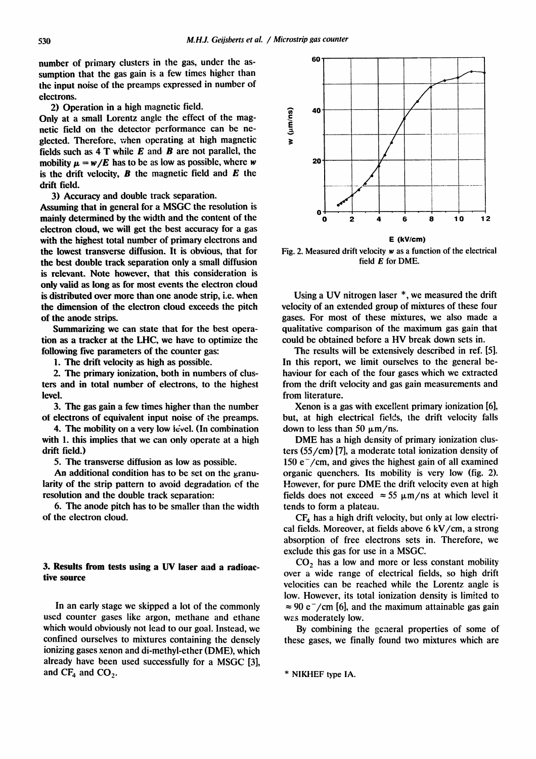number of primary clusters in the gas, under the assumption that the gas gain is a few times higher than the input noise of the preamps expressed in number of electrons.

2) Operation in a high magnetic field.
Only at a small Lorentz angle the effect of the magnetic field on the detector performance can be neglected. Therefore, when operating at high magnetic fields such as 4 T while $\boldsymbol{E}$ and $\boldsymbol{B}$ are not parallel, the mobility $\mu = w/E$ has to be as low as possible, where $w$ is the drift velocity, $\boldsymbol{B}$ the magnetic field and $\boldsymbol{E}$ the drift field.

3) Accuracy and double track separation.
Assuming that in general for a MSGC the resolution is mainly determined by the width and the content of the electron cloud, we will get the best accuracy for a gas with the highest total number of primary electrons and the lowest transverse diffusion. It is obvious, that for the best double track separation only a small diffusion is relevant. Note however, that this consideration is only valid as long as for most events the electron cloud is distributed over more than one anode strip, i.e. when the dimension of the electron cloud exceeds the pitch of the anode strips.

Summarizing we can state that for the best operation as a tracker at the LHC, we have to optimize the following five parameters of the counter gas:

1. The drift velocity as high as possible.
2. The primary ionization, both in numbers of clusters and in total number of electrons, to the highest level.
3. The gas gain a few times higher than the number of electrons of equivalent input noise of the preamps.
4. The mobility on a very low level. (In combination with 1. this implies that we can only operate at a high drift field.)
5. The transverse diffusion as low as possible.

An additional condition has to be set on the granularity of the strip pattern to avoid degradation of the resolution and the double track separation:

6. The anode pitch has to be smaller than the width of the electron cloud.

## 3. Results from tests using a UV laser and a radioactive source

In an early stage we skipped a lot of the commonly used counter gases like argon, methane and ethane which would obviously not lead to our goal. Instead, we confined ourselves to mixtures containing the densely ionizing gases xenon and di-methyl-ether (DME), which already have been used successfully for a MSGC [3], and $CF_4$ and $CO_2$.

Fig. 2. Measured drift velocity $w$ as a function of the electrical field $E$ for DME.

Using a UV nitrogen laser *, we measured the drift velocity of an extended group of mixtures of these four gases. For most of these mixtures, we also made a qualitative comparison of the maximum gas gain that could be obtained before a HV break down sets in.

The results will be extensively described in ref. [5]. In this report, we limit ourselves to the general behaviour for each of the four gases which we extracted from the drift velocity and gas gain measurements and from literature.

Xenon is a gas with excellent primary ionization [6], but, at high electrical fields, the drift velocity falls down to less than 50 μm/ns.

DME has a high density of primary ionization clusters (55/cm) [7], a moderate total ionization density of 150 $e^-$/cm, and gives the highest gain of all examined organic quenchers. Its mobility is very low (fig. 2). However, for pure DME the drift velocity even at high fields does not exceed ≈ 55 μm/ns at which level it tends to form a plateau.

$CF_4$ has a high drift velocity, but only at low electrical fields. Moreover, at fields above 6 kV/cm, a strong absorption of free electrons sets in. Therefore, we exclude this gas for use in a MSGC.

$CO_2$ has a low and more or less constant mobility over a wide range of electrical fields, so high drift velocities can be reached while the Lorentz angle is low. However, its total ionization density is limited to ≈ 90 $e^-$/cm [6], and the maximum attainable gas gain was moderately low.

By combining the general properties of some of these gases, we finally found two mixtures which are

* NIKHEF type IA.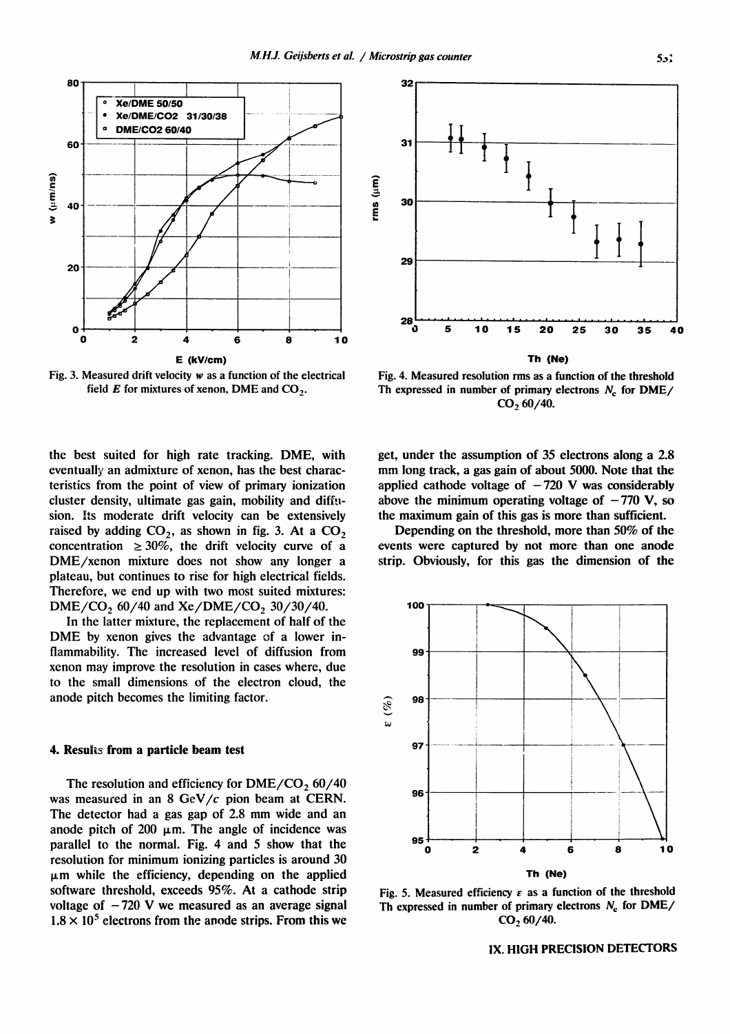Fig. 3. Measured drift velocity $w$ as a function of the electrical field $E$ for mixtures of xenon, DME and $CO_2$.

Fig. 4. Measured resolution rms as a function of the threshold Th expressed in number of primary electrons $N_c$ for DME/$CO_2$ 60/40.

the best suited for high rate tracking. DME, with eventually an admixture of xenon, has the best characteristics from the point of view of primary ionization cluster density, ultimate gas gain, mobility and diffusion. Its moderate drift velocity can be extensively raised by adding $CO_2$, as shown in fig. 3. At a $CO_2$ concentration $\geq 30\%$, the drift velocity curve of a DME/xenon mixture does not show any longer a plateau, but continues to rise for high electrical fields. Therefore, we end up with two most suited mixtures: DME/$CO_2$ 60/40 and Xe/DME/$CO_2$ 30/30/40.

In the latter mixture, the replacement of half of the DME by xenon gives the advantage of a lower inflammability. The increased level of diffusion from xenon may improve the resolution in cases where, due to the small dimensions of the electron cloud, the anode pitch becomes the limiting factor.

## 4. Results from a particle beam test

The resolution and efficiency for DME/$CO_2$ 60/40 was measured in an 8 GeV/$c$ pion beam at CERN. The detector had a gas gap of 2.8 mm wide and an anode pitch of 200 μm. The angle of incidence was parallel to the normal. Fig. 4 and 5 show that the resolution for minimum ionizing particles is around 30 μm while the efficiency, depending on the applied software threshold, exceeds 95%. At a cathode strip voltage of −720 V we measured as an average signal $1.8 \times 10^5$ electrons from the anode strips. From this we get, under the assumption of 35 electrons along a 2.8 mm long track, a gas gain of about 5000. Note that the applied cathode voltage of −720 V was considerably above the minimum operating voltage of −770 V, so the maximum gain of this gas is more than sufficient.

Depending on the threshold, more than 50% of the events were captured by not more than one anode strip. Obviously, for this gas the dimension of the

Fig. 5. Measured efficiency $\varepsilon$ as a function of the threshold Th expressed in number of primary electrons $N_c$ for DME/$CO_2$ 60/40.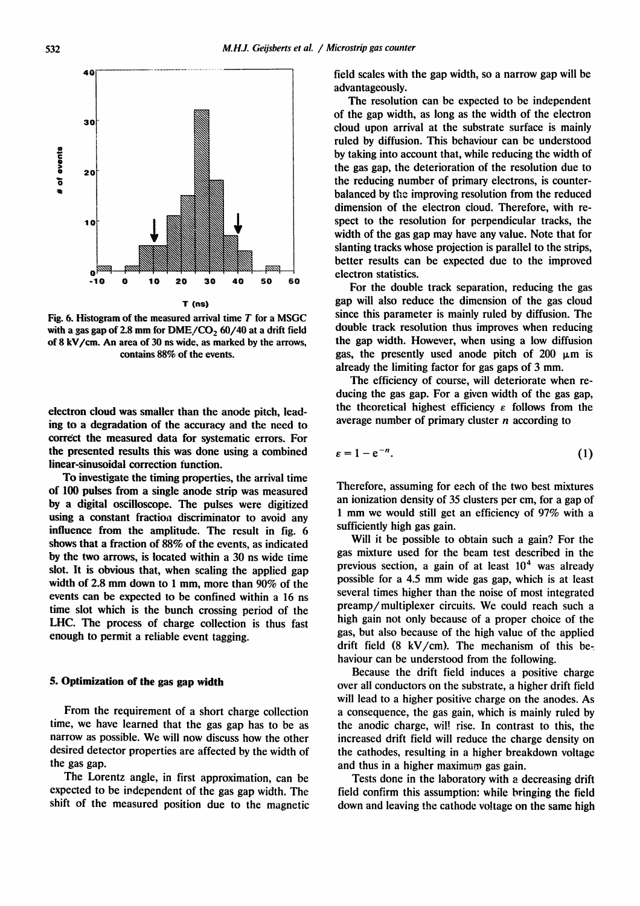40

30

20

10

0

\# of events

-10 0 10 20 30 40 50 60

T (ns)

Fig. 6. Histogram of the measured arrival time $T$ for a MSGC with a gas gap of 2.8 mm for $DME/CO_2$ 60/40 at a drift field of 8 kV/cm. An area of 30 ns wide, as marked by the arrows, contains 88% of the events.

electron cloud was smaller than the anode pitch, leading to a degradation of the accuracy and the need to correct the measured data for systematic errors. For the presented results this was done using a combined linear-sinusoidal correction function.

To investigate the timing properties, the arrival time of 100 pulses from a single anode strip was measured by a digital oscilloscope. The pulses were digitized using a constant fraction discriminator to avoid any influence from the amplitude. The result in fig. 6 shows that a fraction of 88% of the events, as indicated by the two arrows, is located within a 30 ns wide time slot. It is obvious that, when scaling the applied gap width of 2.8 mm down to 1 mm, more than 90% of the events can be expected to be confined within a 16 ns time slot which is the bunch crossing period of the LHC. The process of charge collection is thus fast enough to permit a reliable event tagging.

## 5. Optimization of the gas gap width

From the requirement of a short charge collection time, we have learned that the gas gap has to be as narrow as possible. We will now discuss how the other desired detector properties are affected by the width of the gas gap.

The Lorentz angle, in first approximation, can be expected to be independent of the gas gap width. The shift of the measured position due to the magnetic field scales with the gap width, so a narrow gap will be advantageously.

The resolution can be expected to be independent of the gap width, as long as the width of the electron cloud upon arrival at the substrate surface is mainly ruled by diffusion. This behaviour can be understood by taking into account that, while reducing the width of the gas gap, the deterioration of the resolution due to the reducing number of primary electrons, is counterbalanced by the improving resolution from the reduced dimension of the electron cloud. Therefore, with respect to the resolution for perpendicular tracks, the width of the gas gap may have any value. Note that for slanting tracks whose projection is parallel to the strips, better results can be expected due to the improved electron statistics.

For the double track separation, reducing the gas gap will also reduce the dimension of the gas cloud since this parameter is mainly ruled by diffusion. The double track resolution thus improves when reducing the gap width. However, when using a low diffusion gas, the presently used anode pitch of 200 μm is already the limiting factor for gas gaps of 3 mm.

The efficiency of course, will deteriorate when reducing the gas gap. For a given width of the gas gap, the theoretical highest efficiency $\varepsilon$ follows from the average number of primary cluster $n$ according to

$$\varepsilon = 1 - e^{-n}. \tag{1}$$

Therefore, assuming for each of the two best mixtures an ionization density of 35 clusters per cm, for a gap of 1 mm we would still get an efficiency of 97% with a sufficiently high gas gain.

Will it be possible to obtain such a gain? For the gas mixture used for the beam test described in the previous section, a gain of at least $10^4$ was already possible for a 4.5 mm wide gas gap, which is at least several times higher than the noise of most integrated preamp/multiplexer circuits. We could reach such a high gain not only because of a proper choice of the gas, but also because of the high value of the applied drift field (8 kV/cm). The mechanism of this behaviour can be understood from the following.

Because the drift field induces a positive charge over all conductors on the substrate, a higher drift field will lead to a higher positive charge on the anodes. As a consequence, the gas gain, which is mainly ruled by the anodic charge, will rise. In contrast to this, the increased drift field will reduce the charge density on the cathodes, resulting in a higher breakdown voltage and thus in a higher maximum gas gain.

Tests done in the laboratory with a decreasing drift field confirm this assumption: while bringing the field down and leaving the cathode voltage on the same high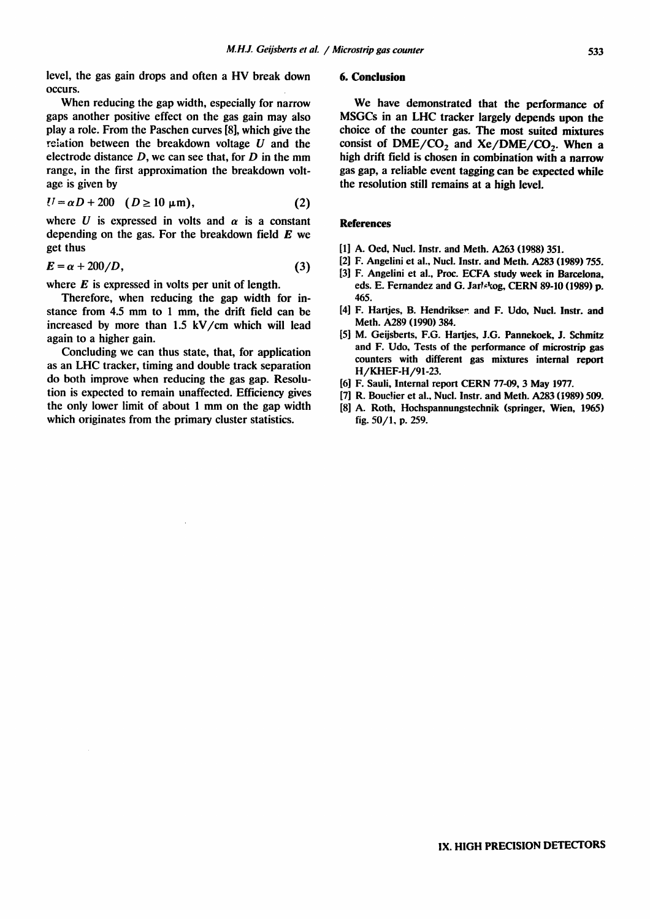level, the gas gain drops and often a HV break down occurs.

When reducing the gap width, especially for narrow gaps another positive effect on the gas gain may also play a role. From the Paschen curves [8], which give the relation between the breakdown voltage $U$ and the electrode distance $D$, we can see that, for $D$ in the mm range, in the first approximation the breakdown voltage is given by

$$U = \alpha D + 200 \quad (D \geq 10\ \mu\text{m}), \tag{2}$$

where $U$ is expressed in volts and $\alpha$ is a constant depending on the gas. For the breakdown field $E$ we get thus

$$E = \alpha + 200/D, \tag{3}$$

where $E$ is expressed in volts per unit of length.

Therefore, when reducing the gap width for instance from 4.5 mm to 1 mm, the drift field can be increased by more than 1.5 kV/cm which will lead again to a higher gain.

Concluding we can thus state, that, for application as an LHC tracker, timing and double track separation do both improve when reducing the gas gap. Resolution is expected to remain unaffected. Efficiency gives the only lower limit of about 1 mm on the gap width which originates from the primary cluster statistics.

## 6. Conclusion

We have demonstrated that the performance of MSGCs in an LHC tracker largely depends upon the choice of the counter gas. The most suited mixtures consist of $DME/CO_2$ and $Xe/DME/CO_2$. When a high drift field is chosen in combination with a narrow gas gap, a reliable event tagging can be expected while the resolution still remains at a high level.

## References

[1] A. Oed, Nucl. Instr. and Meth. A263 (1988) 351.

[2] F. Angelini et al., Nucl. Instr. and Meth. A283 (1989) 755.

[3] F. Angelini et al., Proc. ECFA study week in Barcelona, eds. E. Fernandez and G. Jarlskog, CERN 89-10 (1989) p. 465.

[4] F. Hartjes, B. Hendriksen and F. Udo, Nucl. Instr. and Meth. A289 (1990) 384.

[5] M. Geijsberts, F.G. Hartjes, J.G. Pannekoek, J. Schmitz and F. Udo, Tests of the performance of microstrip gas counters with different gas mixtures internal report H/KHEF-H/91-23.

[6] F. Sauli, Internal report CERN 77-09, 3 May 1977.

[7] R. Bouclier et al., Nucl. Instr. and Meth. A283 (1989) 509.

[8] A. Roth, Hochspannungstechnik (springer, Wien, 1965) fig. 50/1, p. 259.